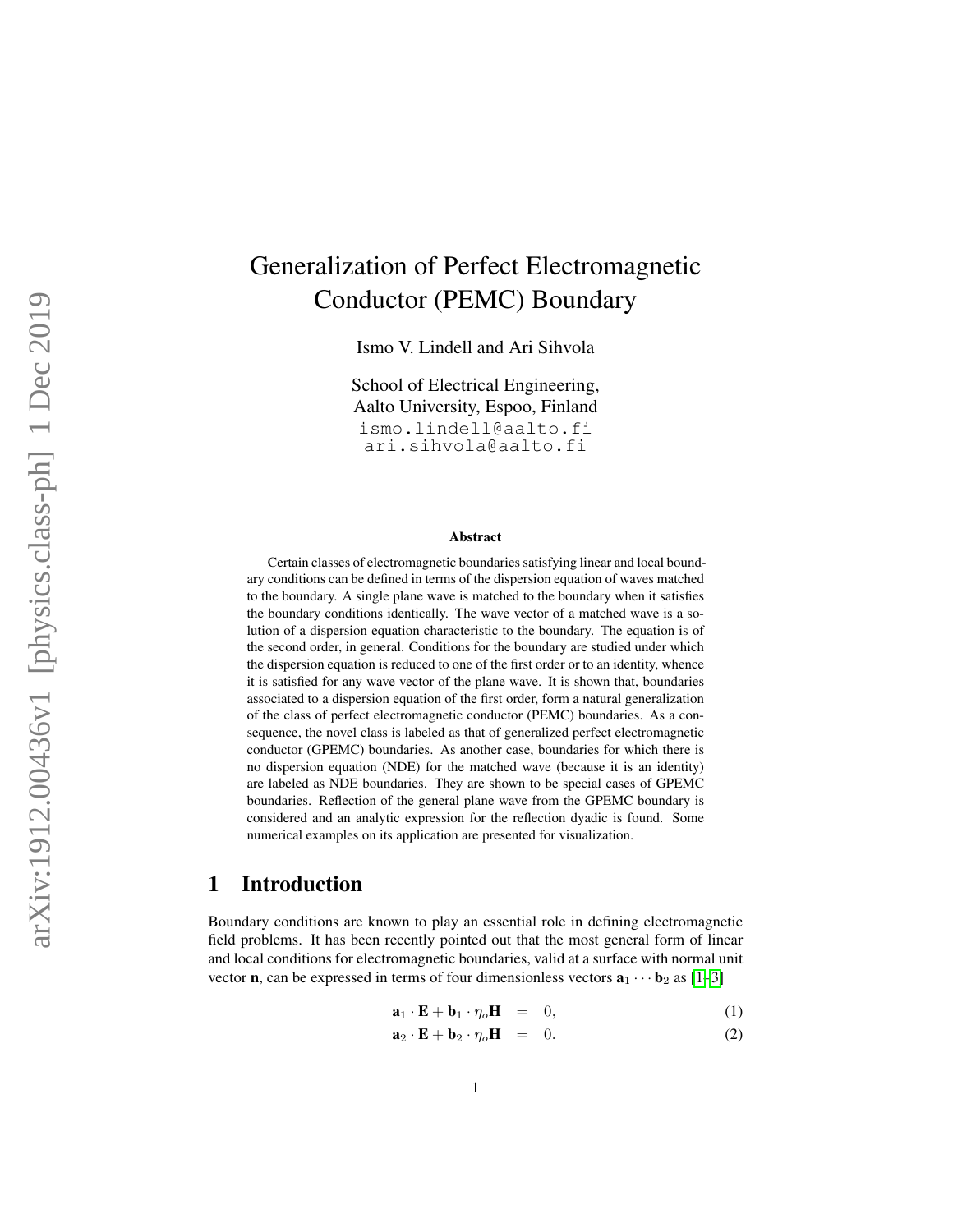# Generalization of Perfect Electromagnetic Conductor (PEMC) Boundary

Ismo V. Lindell and Ari Sihvola

School of Electrical Engineering,
Aalto University, Espoo, Finland
ismo.lindell@aalto.fi
ari.sihvola@aalto.fi

**Abstract**

Certain classes of electromagnetic boundaries satisfying linear and local boundary conditions can be defined in terms of the dispersion equation of waves matched to the boundary. A single plane wave is matched to the boundary when it satisfies the boundary conditions identically. The wave vector of a matched wave is a solution of a dispersion equation characteristic to the boundary. The equation is of the second order, in general. Conditions for the boundary are studied under which the dispersion equation is reduced to one of the first order or to an identity, whence it is satisfied for any wave vector of the plane wave. It is shown that, boundaries associated to a dispersion equation of the first order, form a natural generalization of the class of perfect electromagnetic conductor (PEMC) boundaries. As a consequence, the novel class is labeled as that of generalized perfect electromagnetic conductor (GPEMC) boundaries. As another case, boundaries for which there is no dispersion equation (NDE) for the matched wave (because it is an identity) are labeled as NDE boundaries. They are shown to be special cases of GPEMC boundaries. Reflection of the general plane wave from the GPEMC boundary is considered and an analytic expression for the reflection dyadic is found. Some numerical examples on its application are presented for visualization.

## 1 Introduction

Boundary conditions are known to play an essential role in defining electromagnetic field problems. It has been recently pointed out that the most general form of linear and local conditions for electromagnetic boundaries, valid at a surface with normal unit vector $\mathbf{n}$, can be expressed in terms of four dimensionless vectors $\mathbf{a}_1 \cdots \mathbf{b}_2$ as [1–3]

$$\mathbf{a}_1 \cdot \mathbf{E} + \mathbf{b}_1 \cdot \eta_o \mathbf{H} = 0, \tag{1}$$

$$\mathbf{a}_2 \cdot \mathbf{E} + \mathbf{b}_2 \cdot \eta_o \mathbf{H} = 0. \tag{2}$$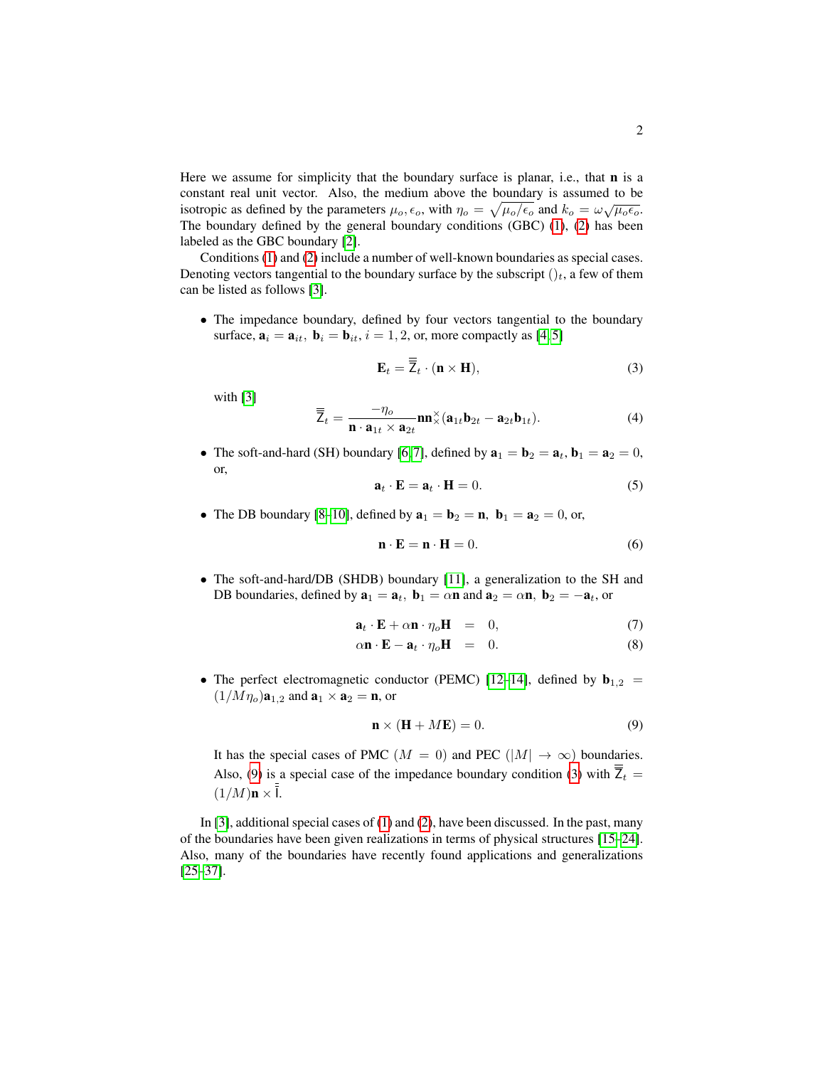Here we assume for simplicity that the boundary surface is planar, i.e., that $\mathbf{n}$ is a constant real unit vector. Also, the medium above the boundary is assumed to be isotropic as defined by the parameters $\mu_o, \epsilon_o$, with $\eta_o = \sqrt{\mu_o/\epsilon_o}$ and $k_o = \omega\sqrt{\mu_o\epsilon_o}$. The boundary defined by the general boundary conditions (GBC) (1), (2) has been labeled as the GBC boundary [2].

Conditions (1) and (2) include a number of well-known boundaries as special cases. Denoting vectors tangential to the boundary surface by the subscript $()_t$, a few of them can be listed as follows [3].

- The impedance boundary, defined by four vectors tangential to the boundary surface, $\mathbf{a}_i = \mathbf{a}_{it},\ \mathbf{b}_i = \mathbf{b}_{it}, i = 1, 2$, or, more compactly as [4,5]

$$\mathbf{E}_t = \overline{\overline{\mathsf{Z}}}_t \cdot (\mathbf{n} \times \mathbf{H}), \tag{3}$$

  with [3]

$$\overline{\overline{\mathsf{Z}}}_t = \frac{-\eta_o}{\mathbf{n} \cdot \mathbf{a}_{1t} \times \mathbf{a}_{2t}} \mathbf{nn}{}^{\times}_{\times}(\mathbf{a}_{1t}\mathbf{b}_{2t} - \mathbf{a}_{2t}\mathbf{b}_{1t}). \tag{4}$$

- The soft-and-hard (SH) boundary [6,7], defined by $\mathbf{a}_1 = \mathbf{b}_2 = \mathbf{a}_t,\ \mathbf{b}_1 = \mathbf{a}_2 = 0$, or,

$$\mathbf{a}_t \cdot \mathbf{E} = \mathbf{a}_t \cdot \mathbf{H} = 0. \tag{5}$$

- The DB boundary [8–10], defined by $\mathbf{a}_1 = \mathbf{b}_2 = \mathbf{n},\ \mathbf{b}_1 = \mathbf{a}_2 = 0$, or,

$$\mathbf{n} \cdot \mathbf{E} = \mathbf{n} \cdot \mathbf{H} = 0. \tag{6}$$

- The soft-and-hard/DB (SHDB) boundary [11], a generalization to the SH and DB boundaries, defined by $\mathbf{a}_1 = \mathbf{a}_t,\ \mathbf{b}_1 = \alpha\mathbf{n}$ and $\mathbf{a}_2 = \alpha\mathbf{n},\ \mathbf{b}_2 = -\mathbf{a}_t$, or

$$\mathbf{a}_t \cdot \mathbf{E} + \alpha\mathbf{n} \cdot \eta_o\mathbf{H} = 0, \tag{7}$$

$$\alpha\mathbf{n} \cdot \mathbf{E} - \mathbf{a}_t \cdot \eta_o\mathbf{H} = 0. \tag{8}$$

- The perfect electromagnetic conductor (PEMC) [12–14], defined by $\mathbf{b}_{1,2} = (1/M\eta_o)\mathbf{a}_{1,2}$ and $\mathbf{a}_1 \times \mathbf{a}_2 = \mathbf{n}$, or

$$\mathbf{n} \times (\mathbf{H} + M\mathbf{E}) = 0. \tag{9}$$

  It has the special cases of PMC ($M = 0$) and PEC ($|M| \to \infty$) boundaries. Also, (9) is a special case of the impedance boundary condition (3) with $\overline{\overline{\mathsf{Z}}}_t = (1/M)\mathbf{n} \times \overline{\overline{\mathsf{I}}}$.

In [3], additional special cases of (1) and (2), have been discussed. In the past, many of the boundaries have been given realizations in terms of physical structures [15–24]. Also, many of the boundaries have recently found applications and generalizations [25–37].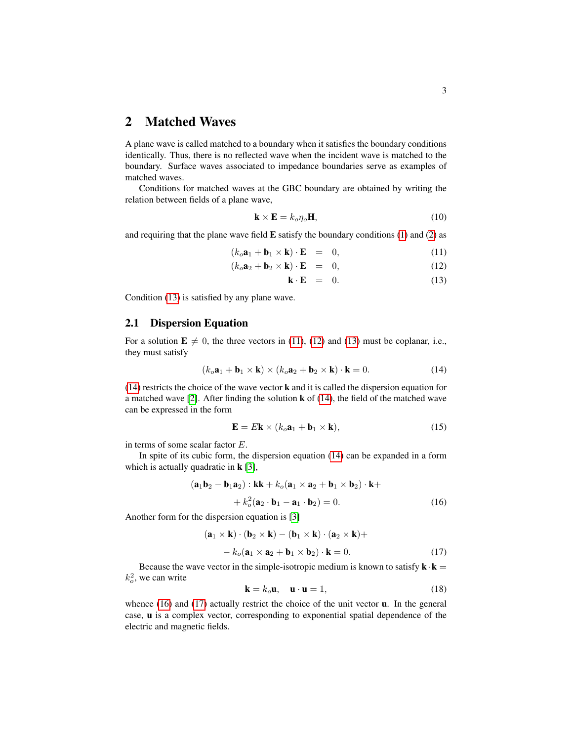## 2 Matched Waves

A plane wave is called matched to a boundary when it satisfies the boundary conditions identically. Thus, there is no reflected wave when the incident wave is matched to the boundary. Surface waves associated to impedance boundaries serve as examples of matched waves.

Conditions for matched waves at the GBC boundary are obtained by writing the relation between fields of a plane wave,

$$\mathbf{k}\times\mathbf{E} = k_o\eta_o\mathbf{H}, \tag{10}$$

and requiring that the plane wave field $\mathbf{E}$ satisfy the boundary conditions (1) and (2) as

$$(k_o\mathbf{a}_1 + \mathbf{b}_1\times\mathbf{k})\cdot\mathbf{E} = 0, \tag{11}$$

$$(k_o\mathbf{a}_2 + \mathbf{b}_2\times\mathbf{k})\cdot\mathbf{E} = 0, \tag{12}$$

$$\mathbf{k}\cdot\mathbf{E} = 0. \tag{13}$$

Condition (13) is satisfied by any plane wave.

### 2.1 Dispersion Equation

For a solution $\mathbf{E}\neq 0$, the three vectors in (11), (12) and (13) must be coplanar, i.e., they must satisfy

$$(k_o\mathbf{a}_1 + \mathbf{b}_1\times\mathbf{k})\times(k_o\mathbf{a}_2 + \mathbf{b}_2\times\mathbf{k})\cdot\mathbf{k} = 0. \tag{14}$$

(14) restricts the choice of the wave vector $\mathbf{k}$ and it is called the dispersion equation for a matched wave [2]. After finding the solution $\mathbf{k}$ of (14), the field of the matched wave can be expressed in the form

$$\mathbf{E} = E\mathbf{k}\times(k_o\mathbf{a}_1 + \mathbf{b}_1\times\mathbf{k}), \tag{15}$$

in terms of some scalar factor $E$.

In spite of its cubic form, the dispersion equation (14) can be expanded in a form which is actually quadratic in $\mathbf{k}$ [3],

$$(\mathbf{a}_1\mathbf{b}_2 - \mathbf{b}_1\mathbf{a}_2):\mathbf{k}\mathbf{k} + k_o(\mathbf{a}_1\times\mathbf{a}_2 + \mathbf{b}_1\times\mathbf{b}_2)\cdot\mathbf{k} + \\ + k_o^2(\mathbf{a}_2\cdot\mathbf{b}_1 - \mathbf{a}_1\cdot\mathbf{b}_2) = 0. \tag{16}$$

Another form for the dispersion equation is [3]

$$(\mathbf{a}_1\times\mathbf{k})\cdot(\mathbf{b}_2\times\mathbf{k}) - (\mathbf{b}_1\times\mathbf{k})\cdot(\mathbf{a}_2\times\mathbf{k}) + \\ - k_o(\mathbf{a}_1\times\mathbf{a}_2 + \mathbf{b}_1\times\mathbf{b}_2)\cdot\mathbf{k} = 0. \tag{17}$$

Because the wave vector in the simple-isotropic medium is known to satisfy $\mathbf{k}\cdot\mathbf{k} = k_o^2$, we can write

$$\mathbf{k} = k_o\mathbf{u}, \quad \mathbf{u}\cdot\mathbf{u} = 1, \tag{18}$$

whence (16) and (17) actually restrict the choice of the unit vector $\mathbf{u}$. In the general case, $\mathbf{u}$ is a complex vector, corresponding to exponential spatial dependence of the electric and magnetic fields.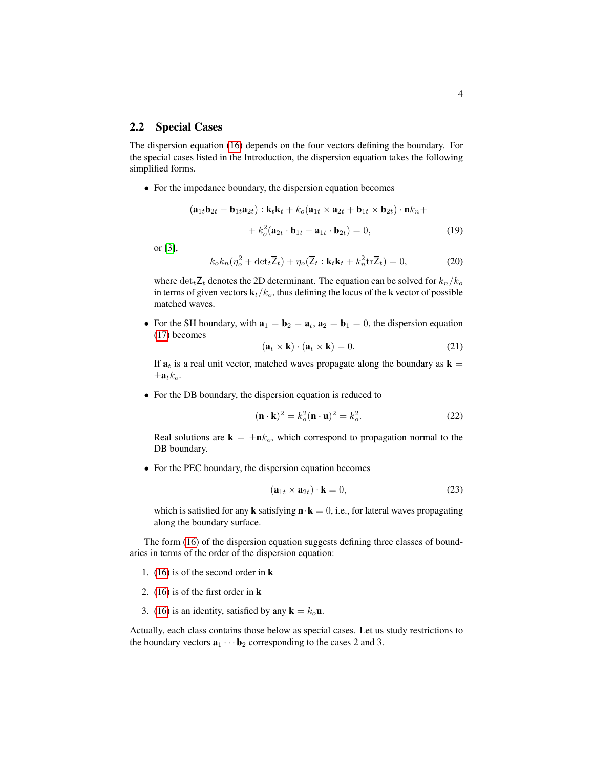## 2.2 Special Cases

The dispersion equation (16) depends on the four vectors defining the boundary. For the special cases listed in the Introduction, the dispersion equation takes the following simplified forms.

- For the impedance boundary, the dispersion equation becomes

$$(\mathbf{a}_{1t}\mathbf{b}_{2t} - \mathbf{b}_{1t}\mathbf{a}_{2t}) : \mathbf{k}_t\mathbf{k}_t + k_o(\mathbf{a}_{1t} \times \mathbf{a}_{2t} + \mathbf{b}_{1t} \times \mathbf{b}_{2t}) \cdot \mathbf{n}k_n +$$

$$+ k_o^2(\mathbf{a}_{2t} \cdot \mathbf{b}_{1t} - \mathbf{a}_{1t} \cdot \mathbf{b}_{2t}) = 0, \tag{19}$$

  or [3],

$$k_o k_n(\eta_o^2 + \mathrm{det}_t\overline{\overline{\mathsf{Z}}}_t) + \eta_o(\overline{\overline{\mathsf{Z}}}_t : \mathbf{k}_t\mathbf{k}_t + k_n^2 \mathrm{tr}\overline{\overline{\mathsf{Z}}}_t) = 0, \tag{20}$$

  where $\mathrm{det}_t\overline{\overline{\mathsf{Z}}}_t$ denotes the 2D determinant. The equation can be solved for $k_n/k_o$ in terms of given vectors $\mathbf{k}_t/k_o$, thus defining the locus of the $\mathbf{k}$ vector of possible matched waves.

- For the SH boundary, with $\mathbf{a}_1 = \mathbf{b}_2 = \mathbf{a}_t$, $\mathbf{a}_2 = \mathbf{b}_1 = 0$, the dispersion equation (17) becomes

$$(\mathbf{a}_t \times \mathbf{k}) \cdot (\mathbf{a}_t \times \mathbf{k}) = 0. \tag{21}$$

  If $\mathbf{a}_t$ is a real unit vector, matched waves propagate along the boundary as $\mathbf{k} = \pm\mathbf{a}_t k_o$.

- For the DB boundary, the dispersion equation is reduced to

$$(\mathbf{n} \cdot \mathbf{k})^2 = k_o^2(\mathbf{n} \cdot \mathbf{u})^2 = k_o^2. \tag{22}$$

  Real solutions are $\mathbf{k} = \pm\mathbf{n}k_o$, which correspond to propagation normal to the DB boundary.

- For the PEC boundary, the dispersion equation becomes

$$(\mathbf{a}_{1t} \times \mathbf{a}_{2t}) \cdot \mathbf{k} = 0, \tag{23}$$

  which is satisfied for any $\mathbf{k}$ satisfying $\mathbf{n} \cdot \mathbf{k} = 0$, i.e., for lateral waves propagating along the boundary surface.

The form (16) of the dispersion equation suggests defining three classes of boundaries in terms of the order of the dispersion equation:

1. (16) is of the second order in $\mathbf{k}$
2. (16) is of the first order in $\mathbf{k}$
3. (16) is an identity, satisfied by any $\mathbf{k} = k_o\mathbf{u}$.

Actually, each class contains those below as special cases. Let us study restrictions to the boundary vectors $\mathbf{a}_1 \cdots \mathbf{b}_2$ corresponding to the cases 2 and 3.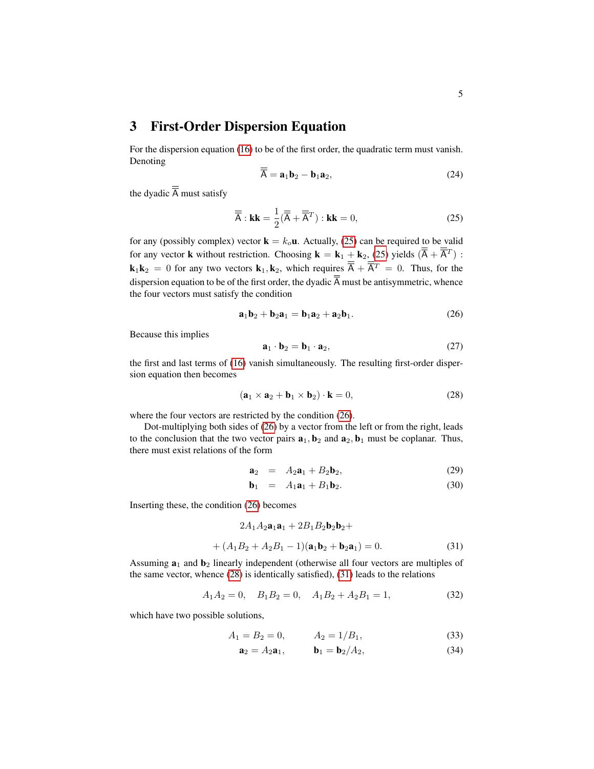## 3 First-Order Dispersion Equation

For the dispersion equation (16) to be of the first order, the quadratic term must vanish. Denoting

$$\overline{\overline{\mathsf{A}}} = \mathbf{a}_1\mathbf{b}_2 - \mathbf{b}_1\mathbf{a}_2, \tag{24}$$

the dyadic $\overline{\overline{\mathsf{A}}}$ must satisfy

$$\overline{\overline{\mathsf{A}}} : \mathbf{kk} = \frac{1}{2}(\overline{\overline{\mathsf{A}}} + \overline{\overline{\mathsf{A}}}^T) : \mathbf{kk} = 0, \tag{25}$$

for any (possibly complex) vector $\mathbf{k} = k_o\mathbf{u}$. Actually, (25) can be required to be valid for any vector $\mathbf{k}$ without restriction. Choosing $\mathbf{k} = \mathbf{k}_1 + \mathbf{k}_2$, (25) yields $(\overline{\overline{\mathsf{A}}} + \overline{\overline{\mathsf{A}}}^T) : \mathbf{k}_1\mathbf{k}_2 = 0$ for any two vectors $\mathbf{k}_1, \mathbf{k}_2$, which requires $\overline{\overline{\mathsf{A}}} + \overline{\overline{\mathsf{A}}}^T = 0$. Thus, for the dispersion equation to be of the first order, the dyadic $\overline{\overline{\mathsf{A}}}$ must be antisymmetric, whence the four vectors must satisfy the condition

$$\mathbf{a}_1\mathbf{b}_2 + \mathbf{b}_2\mathbf{a}_1 = \mathbf{b}_1\mathbf{a}_2 + \mathbf{a}_2\mathbf{b}_1. \tag{26}$$

Because this implies

$$\mathbf{a}_1 \cdot \mathbf{b}_2 = \mathbf{b}_1 \cdot \mathbf{a}_2, \tag{27}$$

the first and last terms of (16) vanish simultaneously. The resulting first-order dispersion equation then becomes

$$(\mathbf{a}_1 \times \mathbf{a}_2 + \mathbf{b}_1 \times \mathbf{b}_2) \cdot \mathbf{k} = 0, \tag{28}$$

where the four vectors are restricted by the condition (26).

Dot-multiplying both sides of (26) by a vector from the left or from the right, leads to the conclusion that the two vector pairs $\mathbf{a}_1, \mathbf{b}_2$ and $\mathbf{a}_2, \mathbf{b}_1$ must be coplanar. Thus, there must exist relations of the form

$$\mathbf{a}_2 = A_2\mathbf{a}_1 + B_2\mathbf{b}_2, \tag{29}$$

$$\mathbf{b}_1 = A_1\mathbf{a}_1 + B_1\mathbf{b}_2. \tag{30}$$

Inserting these, the condition (26) becomes

$$2A_1A_2\mathbf{a}_1\mathbf{a}_1 + 2B_1B_2\mathbf{b}_2\mathbf{b}_2 + $$

$$+ (A_1B_2 + A_2B_1 - 1)(\mathbf{a}_1\mathbf{b}_2 + \mathbf{b}_2\mathbf{a}_1) = 0. \tag{31}$$

Assuming $\mathbf{a}_1$ and $\mathbf{b}_2$ linearly independent (otherwise all four vectors are multiples of the same vector, whence (28) is identically satisfied), (31) leads to the relations

$$A_1A_2 = 0, \quad B_1B_2 = 0, \quad A_1B_2 + A_2B_1 = 1, \tag{32}$$

which have two possible solutions,

$$A_1 = B_2 = 0, \qquad A_2 = 1/B_1, \tag{33}$$

$$\mathbf{a}_2 = A_2\mathbf{a}_1, \qquad \mathbf{b}_1 = \mathbf{b}_2/A_2, \tag{34}$$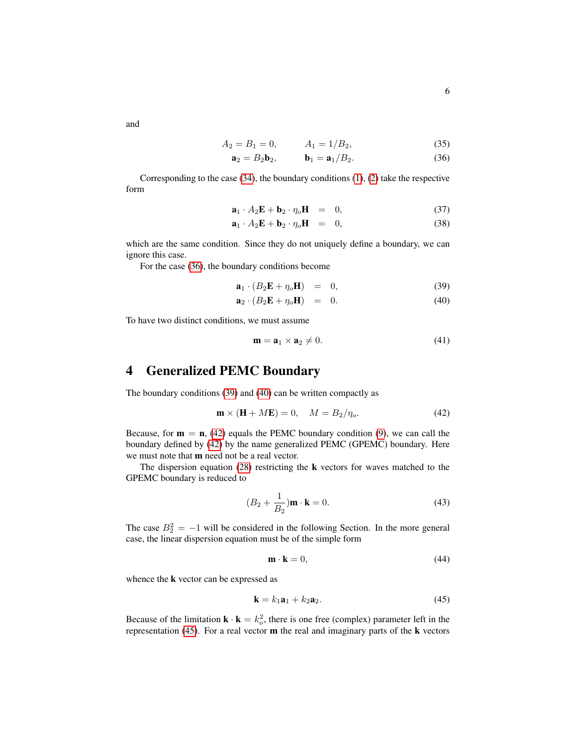and

$$A_2 = B_1 = 0, \qquad A_1 = 1/B_2, \tag{35}$$

$$\mathbf{a}_2 = B_2\mathbf{b}_2, \qquad \mathbf{b}_1 = \mathbf{a}_1/B_2. \tag{36}$$

Corresponding to the case (34), the boundary conditions (1), (2) take the respective form

$$\mathbf{a}_1 \cdot A_2\mathbf{E} + \mathbf{b}_2 \cdot \eta_o\mathbf{H} = 0, \tag{37}$$

$$\mathbf{a}_1 \cdot A_2\mathbf{E} + \mathbf{b}_2 \cdot \eta_o\mathbf{H} = 0, \tag{38}$$

which are the same condition. Since they do not uniquely define a boundary, we can ignore this case.

For the case (36), the boundary conditions become

$$\mathbf{a}_1 \cdot (B_2\mathbf{E} + \eta_o\mathbf{H}) = 0, \tag{39}$$

$$\mathbf{a}_2 \cdot (B_2\mathbf{E} + \eta_o\mathbf{H}) = 0. \tag{40}$$

To have two distinct conditions, we must assume

$$\mathbf{m} = \mathbf{a}_1 \times \mathbf{a}_2 \neq 0. \tag{41}$$

## 4 Generalized PEMC Boundary

The boundary conditions (39) and (40) can be written compactly as

$$\mathbf{m} \times (\mathbf{H} + M\mathbf{E}) = 0, \quad M = B_2/\eta_o. \tag{42}$$

Because, for $\mathbf{m} = \mathbf{n}$, (42) equals the PEMC boundary condition (9), we can call the boundary defined by (42) by the name generalized PEMC (GPEMC) boundary. Here we must note that $\mathbf{m}$ need not be a real vector.

The dispersion equation (28) restricting the $\mathbf{k}$ vectors for waves matched to the GPEMC boundary is reduced to

$$(B_2 + \frac{1}{B_2})\mathbf{m} \cdot \mathbf{k} = 0. \tag{43}$$

The case $B_2^2 = -1$ will be considered in the following Section. In the more general case, the linear dispersion equation must be of the simple form

$$\mathbf{m} \cdot \mathbf{k} = 0, \tag{44}$$

whence the $\mathbf{k}$ vector can be expressed as

$$\mathbf{k} = k_1\mathbf{a}_1 + k_2\mathbf{a}_2. \tag{45}$$

Because of the limitation $\mathbf{k} \cdot \mathbf{k} = k_o^2$, there is one free (complex) parameter left in the representation (45). For a real vector $\mathbf{m}$ the real and imaginary parts of the $\mathbf{k}$ vectors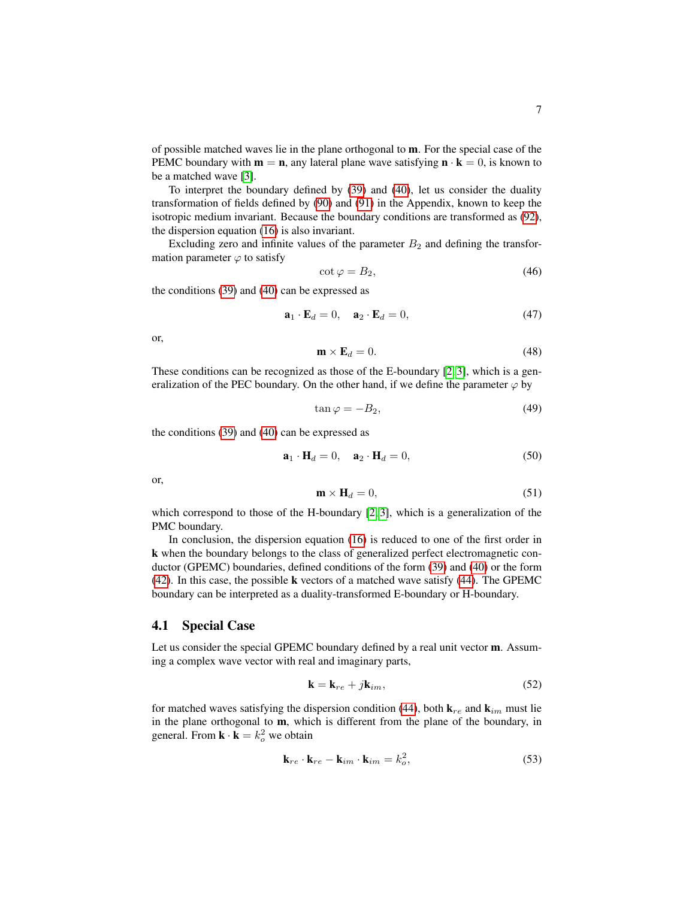of possible matched waves lie in the plane orthogonal to $\mathbf{m}$. For the special case of the PEMC boundary with $\mathbf{m} = \mathbf{n}$, any lateral plane wave satisfying $\mathbf{n} \cdot \mathbf{k} = 0$, is known to be a matched wave [3].

To interpret the boundary defined by (39) and (40), let us consider the duality transformation of fields defined by (90) and (91) in the Appendix, known to keep the isotropic medium invariant. Because the boundary conditions are transformed as (92), the dispersion equation (16) is also invariant.

Excluding zero and infinite values of the parameter $B_2$ and defining the transformation parameter $\varphi$ to satisfy

$$\cot \varphi = B_2, \tag{46}$$

the conditions (39) and (40) can be expressed as

$$\mathbf{a}_1 \cdot \mathbf{E}_d = 0, \quad \mathbf{a}_2 \cdot \mathbf{E}_d = 0, \tag{47}$$

or,

$$\mathbf{m} \times \mathbf{E}_d = 0. \tag{48}$$

These conditions can be recognized as those of the E-boundary [2,3], which is a generalization of the PEC boundary. On the other hand, if we define the parameter $\varphi$ by

$$\tan \varphi = -B_2, \tag{49}$$

the conditions (39) and (40) can be expressed as

$$\mathbf{a}_1 \cdot \mathbf{H}_d = 0, \quad \mathbf{a}_2 \cdot \mathbf{H}_d = 0, \tag{50}$$

or,

$$\mathbf{m} \times \mathbf{H}_d = 0, \tag{51}$$

which correspond to those of the H-boundary [2,3], which is a generalization of the PMC boundary.

In conclusion, the dispersion equation (16) is reduced to one of the first order in $\mathbf{k}$ when the boundary belongs to the class of generalized perfect electromagnetic conductor (GPEMC) boundaries, defined conditions of the form (39) and (40) or the form (42). In this case, the possible $\mathbf{k}$ vectors of a matched wave satisfy (44). The GPEMC boundary can be interpreted as a duality-transformed E-boundary or H-boundary.

### 4.1 Special Case

Let us consider the special GPEMC boundary defined by a real unit vector $\mathbf{m}$. Assuming a complex wave vector with real and imaginary parts,

$$\mathbf{k} = \mathbf{k}_{re} + j\mathbf{k}_{im}, \tag{52}$$

for matched waves satisfying the dispersion condition (44), both $\mathbf{k}_{re}$ and $\mathbf{k}_{im}$ must lie in the plane orthogonal to $\mathbf{m}$, which is different from the plane of the boundary, in general. From $\mathbf{k} \cdot \mathbf{k} = k_o^2$ we obtain

$$\mathbf{k}_{re} \cdot \mathbf{k}_{re} - \mathbf{k}_{im} \cdot \mathbf{k}_{im} = k_o^2, \tag{53}$$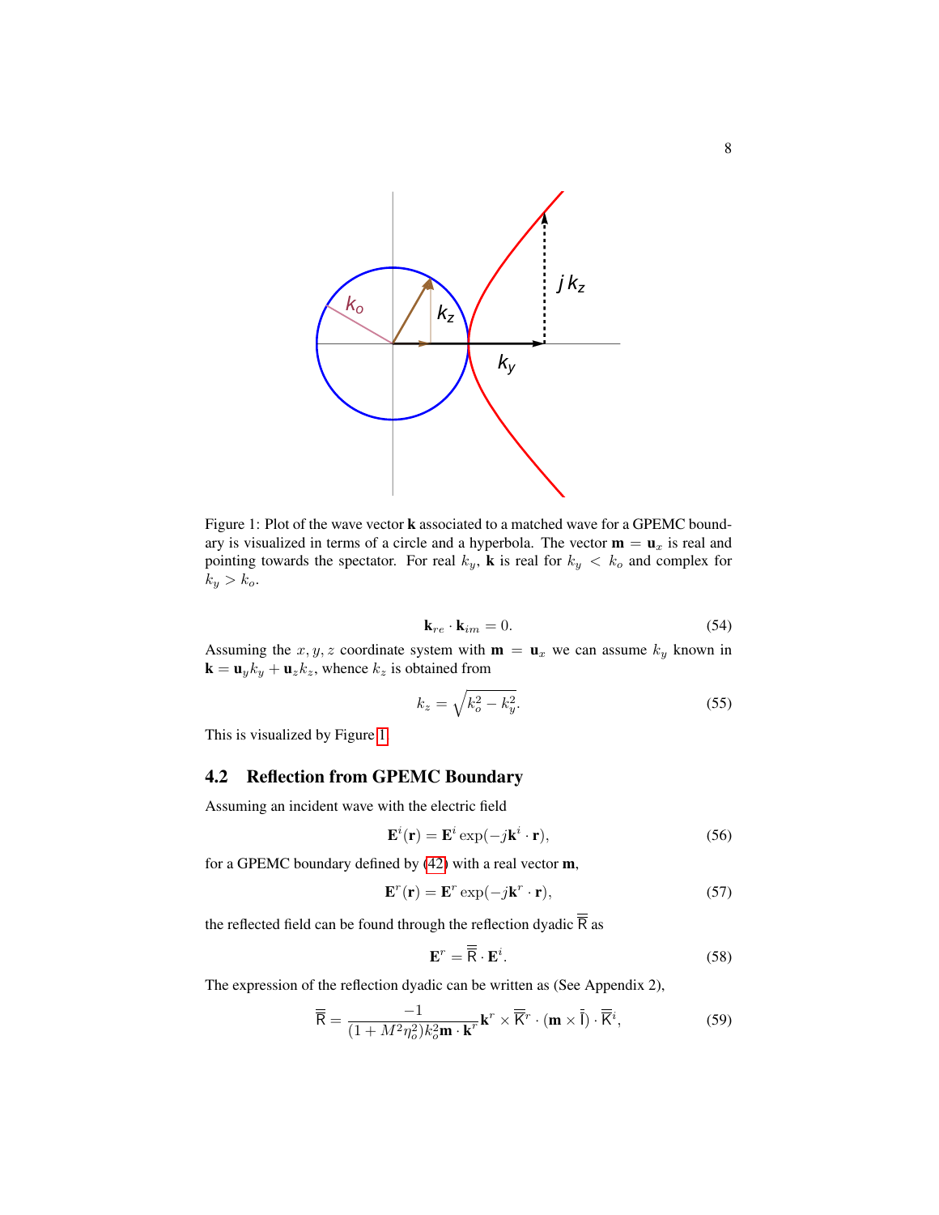Figure 1: Plot of the wave vector **k** associated to a matched wave for a GPEMC boundary is visualized in terms of a circle and a hyperbola. The vector $\mathbf{m} = \mathbf{u}_x$ is real and pointing towards the spectator. For real $k_y$, **k** is real for $k_y < k_o$ and complex for $k_y > k_o$.

$$\mathbf{k}_{re} \cdot \mathbf{k}_{im} = 0. \tag{54}$$

Assuming the $x, y, z$ coordinate system with $\mathbf{m} = \mathbf{u}_x$ we can assume $k_y$ known in $\mathbf{k} = \mathbf{u}_y k_y + \mathbf{u}_z k_z$, whence $k_z$ is obtained from

$$k_z = \sqrt{k_o^2 - k_y^2}. \tag{55}$$

This is visualized by Figure 1.

## 4.2 Reflection from GPEMC Boundary

Assuming an incident wave with the electric field

$$\mathbf{E}^i(\mathbf{r}) = \mathbf{E}^i \exp(-j\mathbf{k}^i \cdot \mathbf{r}), \tag{56}$$

for a GPEMC boundary defined by (42) with a real vector **m**,

$$\mathbf{E}^r(\mathbf{r}) = \mathbf{E}^r \exp(-j\mathbf{k}^r \cdot \mathbf{r}), \tag{57}$$

the reflected field can be found through the reflection dyadic $\overline{\overline{\mathsf{R}}}$ as

$$\mathbf{E}^r = \overline{\overline{\mathsf{R}}} \cdot \mathbf{E}^i. \tag{58}$$

The expression of the reflection dyadic can be written as (See Appendix 2),

$$\overline{\overline{\mathsf{R}}} = \frac{-1}{(1 + M^2\eta_o^2)k_o^2 \mathbf{m} \cdot \mathbf{k}^r} \mathbf{k}^r \times \overline{\overline{\mathsf{K}}}^r \cdot (\mathbf{m} \times \overline{\overline{\mathsf{I}}}) \cdot \overline{\overline{\mathsf{K}}}^i, \tag{59}$$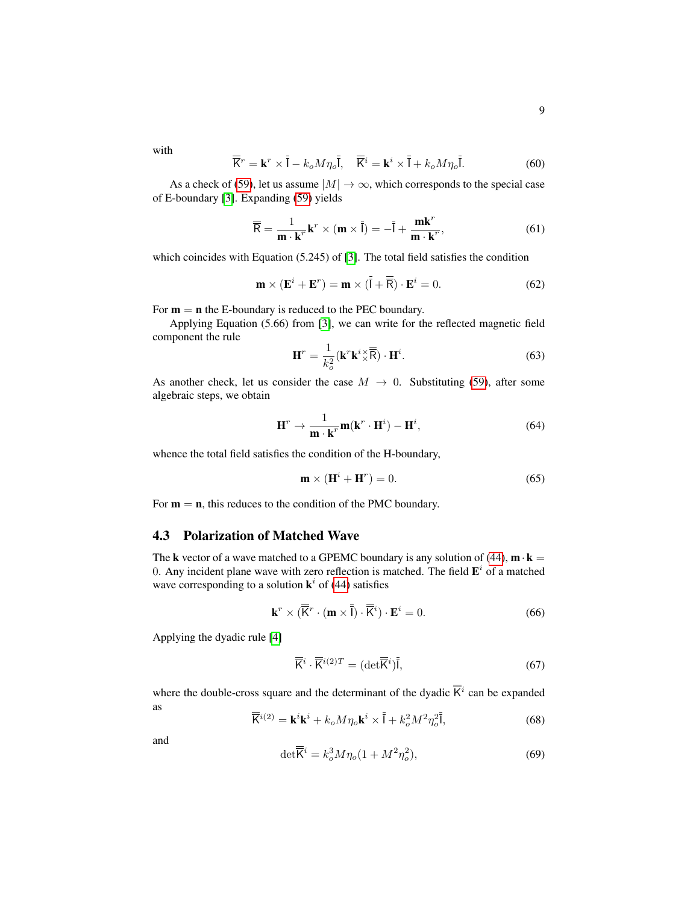with

$$\overline{\overline{\mathsf{K}}}^r = \mathbf{k}^r \times \overline{\overline{\mathsf{I}}} - k_o M \eta_o \overline{\overline{\mathsf{I}}}, \quad \overline{\overline{\mathsf{K}}}^i = \mathbf{k}^i \times \overline{\overline{\mathsf{I}}} + k_o M \eta_o \overline{\overline{\mathsf{I}}}. \tag{60}$$

As a check of (59), let us assume $|M| \to \infty$, which corresponds to the special case of E-boundary [3]. Expanding (59) yields

$$\overline{\overline{\mathsf{R}}} = \frac{1}{\mathbf{m} \cdot \mathbf{k}^r} \mathbf{k}^r \times (\mathbf{m} \times \overline{\overline{\mathsf{I}}}) = -\overline{\overline{\mathsf{I}}} + \frac{\mathbf{m}\mathbf{k}^r}{\mathbf{m} \cdot \mathbf{k}^r}, \tag{61}$$

which coincides with Equation (5.245) of [3]. The total field satisfies the condition

$$\mathbf{m} \times (\mathbf{E}^i + \mathbf{E}^r) = \mathbf{m} \times (\overline{\overline{\mathsf{I}}} + \overline{\overline{\mathsf{R}}}) \cdot \mathbf{E}^i = 0. \tag{62}$$

For $\mathbf{m} = \mathbf{n}$ the E-boundary is reduced to the PEC boundary.

Applying Equation (5.66) from [3], we can write for the reflected magnetic field component the rule

$$\mathbf{H}^r = \frac{1}{k_o^2} (\mathbf{k}^r \mathbf{k}^i {}^{\times}_{\times} \overline{\overline{\mathsf{R}}}) \cdot \mathbf{H}^i. \tag{63}$$

As another check, let us consider the case $M \to 0$. Substituting (59), after some algebraic steps, we obtain

$$\mathbf{H}^r \to \frac{1}{\mathbf{m} \cdot \mathbf{k}^r} \mathbf{m} (\mathbf{k}^r \cdot \mathbf{H}^i) - \mathbf{H}^i, \tag{64}$$

whence the total field satisfies the condition of the H-boundary,

$$\mathbf{m} \times (\mathbf{H}^i + \mathbf{H}^r) = 0. \tag{65}$$

For $\mathbf{m} = \mathbf{n}$, this reduces to the condition of the PMC boundary.

### 4.3 Polarization of Matched Wave

The $\mathbf{k}$ vector of a wave matched to a GPEMC boundary is any solution of (44), $\mathbf{m} \cdot \mathbf{k} = 0$. Any incident plane wave with zero reflection is matched. The field $\mathbf{E}^i$ of a matched wave corresponding to a solution $\mathbf{k}^i$ of (44) satisfies

$$\mathbf{k}^r \times (\overline{\overline{\mathsf{K}}}^r \cdot (\mathbf{m} \times \overline{\overline{\mathsf{I}}}) \cdot \overline{\overline{\mathsf{K}}}^i) \cdot \mathbf{E}^i = 0. \tag{66}$$

Applying the dyadic rule [4]

$$\overline{\overline{\mathsf{K}}}^i \cdot \overline{\overline{\mathsf{K}}}^{i(2)T} = (\det \overline{\overline{\mathsf{K}}}^i) \overline{\overline{\mathsf{I}}}, \tag{67}$$

where the double-cross square and the determinant of the dyadic $\overline{\overline{\mathsf{K}}}^i$ can be expanded as

$$\overline{\overline{\mathsf{K}}}^{i(2)} = \mathbf{k}^i \mathbf{k}^i + k_o M \eta_o \mathbf{k}^i \times \overline{\overline{\mathsf{I}}} + k_o^2 M^2 \eta_o^2 \overline{\overline{\mathsf{I}}}, \tag{68}$$

and

$$\det \overline{\overline{\mathsf{K}}}^i = k_o^3 M \eta_o (1 + M^2 \eta_o^2), \tag{69}$$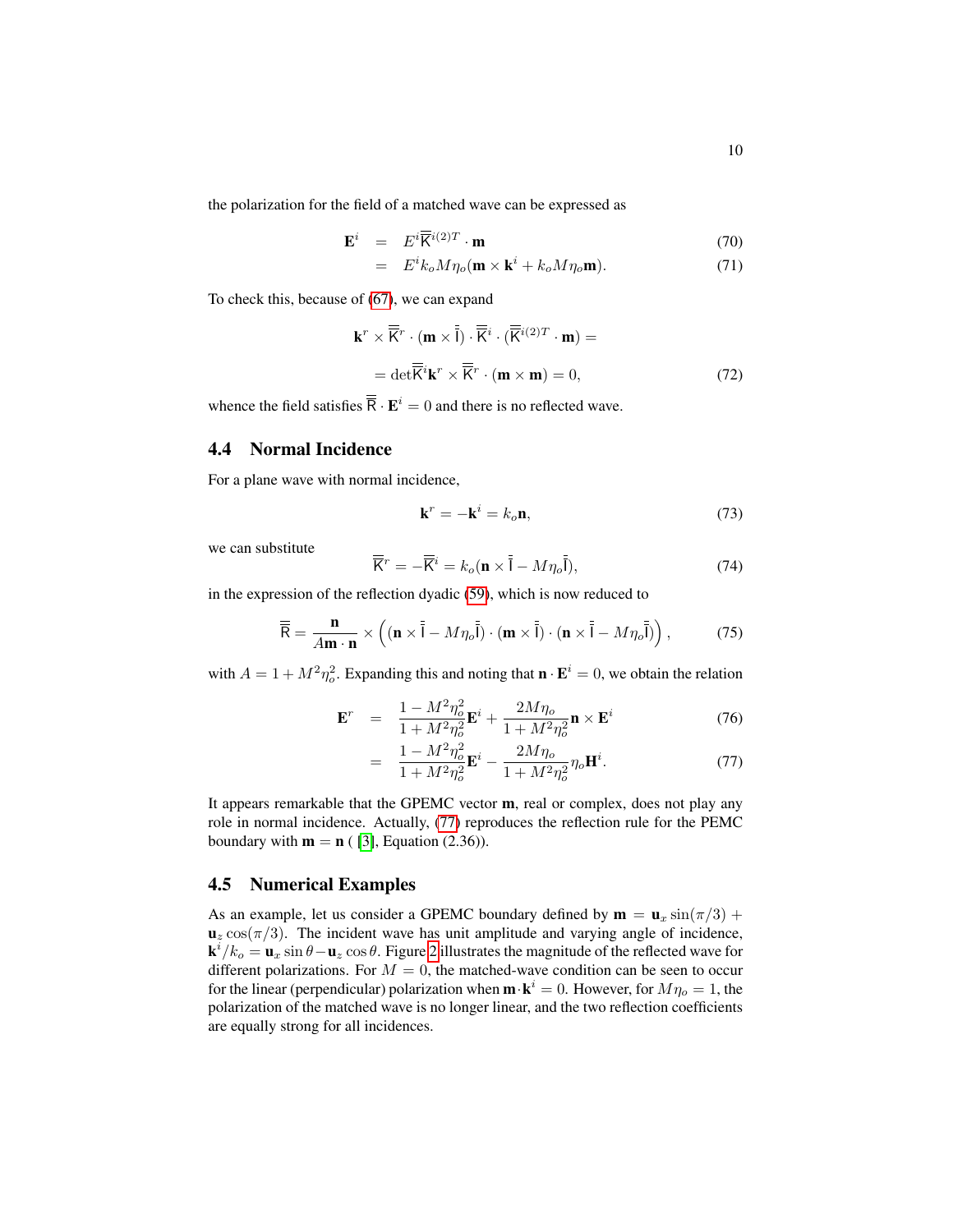the polarization for the field of a matched wave can be expressed as

$$
\begin{aligned}
\mathbf{E}^i &= E^i \overline{\overline{\mathsf{K}}}^{i(2)T} \cdot \mathbf{m} & (70)\\
&= E^i k_o M \eta_o (\mathbf{m} \times \mathbf{k}^i + k_o M \eta_o \mathbf{m}). & (71)
\end{aligned}
$$

To check this, because of (67), we can expand

$$
\mathbf{k}^r \times \overline{\overline{\mathsf{K}}}^r \cdot (\mathbf{m} \times \overline{\overline{\mathsf{I}}}) \cdot \overline{\overline{\mathsf{K}}}^i \cdot (\overline{\overline{\mathsf{K}}}^{i(2)T} \cdot \mathbf{m}) =
$$

$$
= \det \overline{\overline{\mathsf{K}}}^i \mathbf{k}^r \times \overline{\overline{\mathsf{K}}}^r \cdot (\mathbf{m} \times \mathbf{m}) = 0, \tag{72}
$$

whence the field satisfies $\overline{\overline{\mathsf{R}}} \cdot \mathbf{E}^i = 0$ and there is no reflected wave.

## 4.4 Normal Incidence

For a plane wave with normal incidence,

$$
\mathbf{k}^r = -\mathbf{k}^i = k_o \mathbf{n}, \tag{73}
$$

we can substitute

$$
\overline{\overline{\mathsf{K}}}^r = -\overline{\overline{\mathsf{K}}}^i = k_o (\mathbf{n} \times \overline{\overline{\mathsf{I}}} - M \eta_o \overline{\overline{\mathsf{I}}}), \tag{74}
$$

in the expression of the reflection dyadic (59), which is now reduced to

$$
\overline{\overline{\mathsf{R}}} = \frac{\mathbf{n}}{A \mathbf{m} \cdot \mathbf{n}} \times \Big( (\mathbf{n} \times \overline{\overline{\mathsf{I}}} - M \eta_o \overline{\overline{\mathsf{I}}}) \cdot (\mathbf{m} \times \overline{\overline{\mathsf{I}}}) \cdot (\mathbf{n} \times \overline{\overline{\mathsf{I}}} - M \eta_o \overline{\overline{\mathsf{I}}}) \Big), \tag{75}
$$

with $A = 1 + M^2 \eta_o^2$. Expanding this and noting that $\mathbf{n} \cdot \mathbf{E}^i = 0$, we obtain the relation

$$
\begin{aligned}
\mathbf{E}^r &= \frac{1 - M^2 \eta_o^2}{1 + M^2 \eta_o^2} \mathbf{E}^i + \frac{2 M \eta_o}{1 + M^2 \eta_o^2} \mathbf{n} \times \mathbf{E}^i & (76)\\
&= \frac{1 - M^2 \eta_o^2}{1 + M^2 \eta_o^2} \mathbf{E}^i - \frac{2 M \eta_o}{1 + M^2 \eta_o^2} \eta_o \mathbf{H}^i. & (77)
\end{aligned}
$$

It appears remarkable that the GPEMC vector $\mathbf{m}$, real or complex, does not play any role in normal incidence. Actually, (77) reproduces the reflection rule for the PEMC boundary with $\mathbf{m} = \mathbf{n}$ ( [3], Equation (2.36)).

## 4.5 Numerical Examples

As an example, let us consider a GPEMC boundary defined by $\mathbf{m} = \mathbf{u}_x \sin(\pi/3) + \mathbf{u}_z \cos(\pi/3)$. The incident wave has unit amplitude and varying angle of incidence, $\mathbf{k}^i / k_o = \mathbf{u}_x \sin\theta - \mathbf{u}_z \cos\theta$. Figure 2 illustrates the magnitude of the reflected wave for different polarizations. For $M = 0$, the matched-wave condition can be seen to occur for the linear (perpendicular) polarization when $\mathbf{m} \cdot \mathbf{k}^i = 0$. However, for $M \eta_o = 1$, the polarization of the matched wave is no longer linear, and the two reflection coefficients are equally strong for all incidences.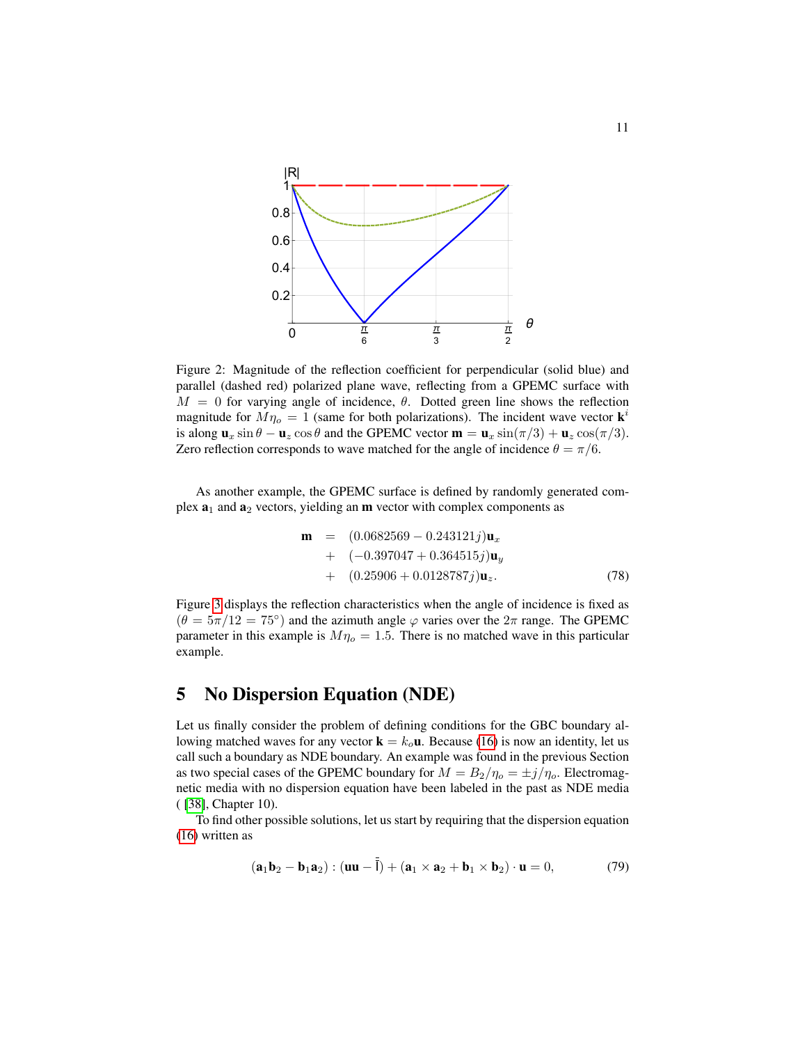Figure 2: Magnitude of the reflection coefficient for perpendicular (solid blue) and parallel (dashed red) polarized plane wave, reflecting from a GPEMC surface with $M = 0$ for varying angle of incidence, $\theta$. Dotted green line shows the reflection magnitude for $M\eta_o = 1$ (same for both polarizations). The incident wave vector $\mathbf{k}^i$ is along $\mathbf{u}_x \sin\theta - \mathbf{u}_z \cos\theta$ and the GPEMC vector $\mathbf{m} = \mathbf{u}_x \sin(\pi/3) + \mathbf{u}_z \cos(\pi/3)$. Zero reflection corresponds to wave matched for the angle of incidence $\theta = \pi/6$.

As another example, the GPEMC surface is defined by randomly generated complex $\mathbf{a}_1$ and $\mathbf{a}_2$ vectors, yielding an $\mathbf{m}$ vector with complex components as

$$\begin{aligned}\mathbf{m} &= (0.0682569 - 0.243121j)\mathbf{u}_x \\ &+ (-0.397047 + 0.364515j)\mathbf{u}_y \\ &+ (0.25906 + 0.0128787j)\mathbf{u}_z.\end{aligned} \tag{78}$$

Figure 3 displays the reflection characteristics when the angle of incidence is fixed as ($\theta = 5\pi/12 = 75^\circ$) and the azimuth angle $\varphi$ varies over the $2\pi$ range. The GPEMC parameter in this example is $M\eta_o = 1.5$. There is no matched wave in this particular example.

## 5 No Dispersion Equation (NDE)

Let us finally consider the problem of defining conditions for the GBC boundary allowing matched waves for any vector $\mathbf{k} = k_o\mathbf{u}$. Because (16) is now an identity, let us call such a boundary as NDE boundary. An example was found in the previous Section as two special cases of the GPEMC boundary for $M = B_2/\eta_o = \pm j/\eta_o$. Electromagnetic media with no dispersion equation have been labeled in the past as NDE media ( [38], Chapter 10).

To find other possible solutions, let us start by requiring that the dispersion equation (16) written as

$$(\mathbf{a}_1\mathbf{b}_2 - \mathbf{b}_1\mathbf{a}_2) : (\mathbf{u}\mathbf{u} - \bar{\bar{\mathsf{I}}}) + (\mathbf{a}_1 \times \mathbf{a}_2 + \mathbf{b}_1 \times \mathbf{b}_2) \cdot \mathbf{u} = 0, \tag{79}$$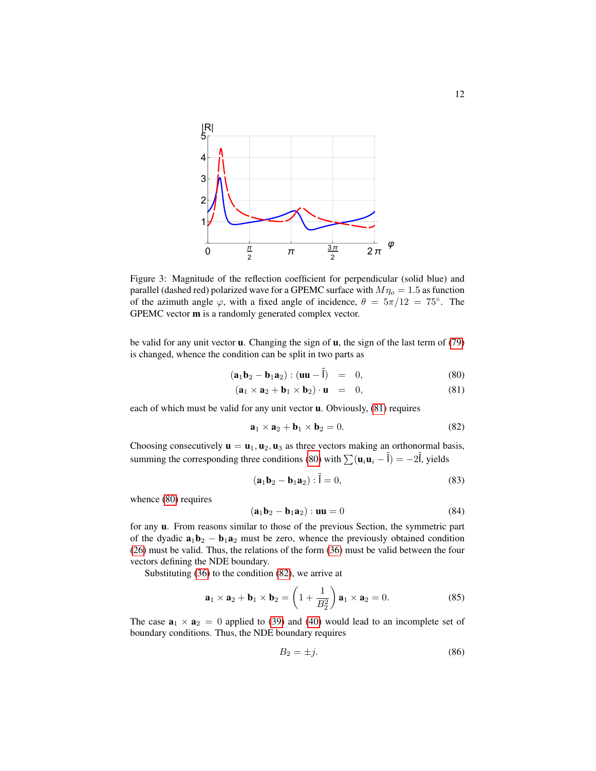Figure 3: Magnitude of the reflection coefficient for perpendicular (solid blue) and parallel (dashed red) polarized wave for a GPEMC surface with $M\eta_o = 1.5$ as function of the azimuth angle $\varphi$, with a fixed angle of incidence, $\theta = 5\pi/12 = 75°$. The GPEMC vector $\mathbf{m}$ is a randomly generated complex vector.

be valid for any unit vector $\mathbf{u}$. Changing the sign of $\mathbf{u}$, the sign of the last term of (79) is changed, whence the condition can be split in two parts as

$$(\mathbf{a}_1\mathbf{b}_2 - \mathbf{b}_1\mathbf{a}_2) : (\mathbf{u}\mathbf{u} - \bar{\bar{\mathsf{I}}}) = 0, \tag{80}$$

$$(\mathbf{a}_1 \times \mathbf{a}_2 + \mathbf{b}_1 \times \mathbf{b}_2) \cdot \mathbf{u} = 0, \tag{81}$$

each of which must be valid for any unit vector $\mathbf{u}$. Obviously, (81) requires

$$\mathbf{a}_1 \times \mathbf{a}_2 + \mathbf{b}_1 \times \mathbf{b}_2 = 0. \tag{82}$$

Choosing consecutively $\mathbf{u} = \mathbf{u}_1, \mathbf{u}_2, \mathbf{u}_3$ as three vectors making an orthonormal basis, summing the corresponding three conditions (80) with $\sum(\mathbf{u}_i\mathbf{u}_i - \bar{\bar{\mathsf{I}}}) = -2\bar{\bar{\mathsf{I}}}$, yields

$$(\mathbf{a}_1\mathbf{b}_2 - \mathbf{b}_1\mathbf{a}_2) : \bar{\bar{\mathsf{I}}} = 0, \tag{83}$$

whence (80) requires

$$(\mathbf{a}_1\mathbf{b}_2 - \mathbf{b}_1\mathbf{a}_2) : \mathbf{u}\mathbf{u} = 0 \tag{84}$$

for any $\mathbf{u}$. From reasons similar to those of the previous Section, the symmetric part of the dyadic $\mathbf{a}_1\mathbf{b}_2 - \mathbf{b}_1\mathbf{a}_2$ must be zero, whence the previously obtained condition (26) must be valid. Thus, the relations of the form (36) must be valid between the four vectors defining the NDE boundary.

Substituting (36) to the condition (82), we arrive at

$$\mathbf{a}_1 \times \mathbf{a}_2 + \mathbf{b}_1 \times \mathbf{b}_2 = \left(1 + \frac{1}{B_2^2}\right)\mathbf{a}_1 \times \mathbf{a}_2 = 0. \tag{85}$$

The case $\mathbf{a}_1 \times \mathbf{a}_2 = 0$ applied to (39) and (40) would lead to an incomplete set of boundary conditions. Thus, the NDE boundary requires

$$B_2 = \pm j. \tag{86}$$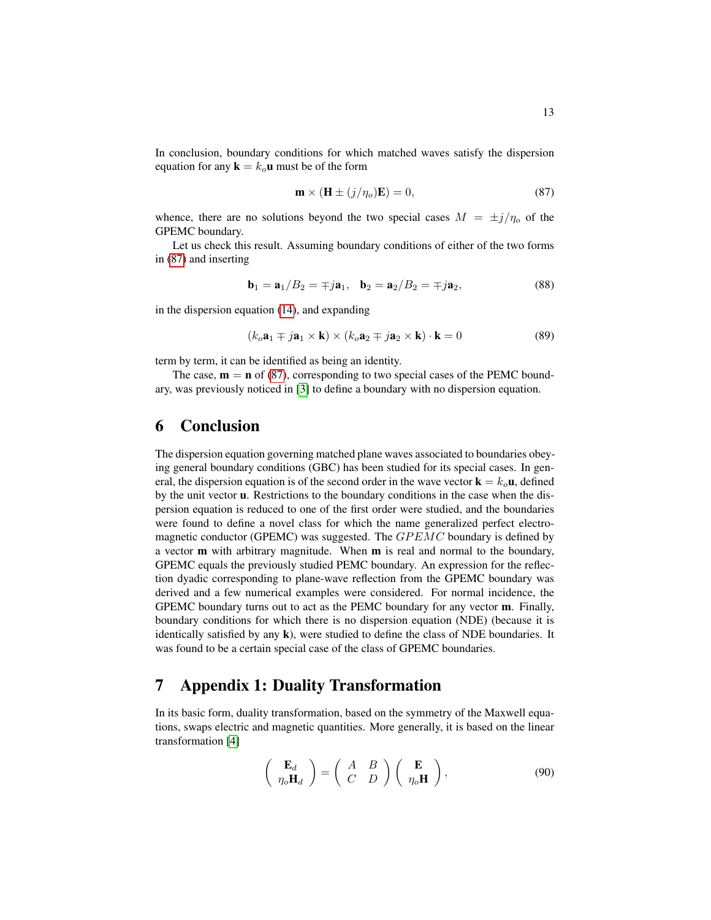In conclusion, boundary conditions for which matched waves satisfy the dispersion equation for any $\mathbf{k} = k_o\mathbf{u}$ must be of the form

$$\mathbf{m} \times (\mathbf{H} \pm (j/\eta_o)\mathbf{E}) = 0, \tag{87}$$

whence, there are no solutions beyond the two special cases $M = \pm j/\eta_o$ of the GPEMC boundary.

Let us check this result. Assuming boundary conditions of either of the two forms in (87) and inserting

$$\mathbf{b}_1 = \mathbf{a}_1/B_2 = \mp j\mathbf{a}_1, \quad \mathbf{b}_2 = \mathbf{a}_2/B_2 = \mp j\mathbf{a}_2, \tag{88}$$

in the dispersion equation (14), and expanding

$$(k_o\mathbf{a}_1 \mp j\mathbf{a}_1 \times \mathbf{k}) \times (k_o\mathbf{a}_2 \mp j\mathbf{a}_2 \times \mathbf{k}) \cdot \mathbf{k} = 0 \tag{89}$$

term by term, it can be identified as being an identity.

The case, $\mathbf{m} = \mathbf{n}$ of (87), corresponding to two special cases of the PEMC boundary, was previously noticed in [3] to define a boundary with no dispersion equation.

# 6 Conclusion

The dispersion equation governing matched plane waves associated to boundaries obeying general boundary conditions (GBC) has been studied for its special cases. In general, the dispersion equation is of the second order in the wave vector $\mathbf{k} = k_o\mathbf{u}$, defined by the unit vector $\mathbf{u}$. Restrictions to the boundary conditions in the case when the dispersion equation is reduced to one of the first order were studied, and the boundaries were found to define a novel class for which the name generalized perfect electromagnetic conductor (GPEMC) was suggested. The $GPEMC$ boundary is defined by a vector $\mathbf{m}$ with arbitrary magnitude. When $\mathbf{m}$ is real and normal to the boundary, GPEMC equals the previously studied PEMC boundary. An expression for the reflection dyadic corresponding to plane-wave reflection from the GPEMC boundary was derived and a few numerical examples were considered. For normal incidence, the GPEMC boundary turns out to act as the PEMC boundary for any vector $\mathbf{m}$. Finally, boundary conditions for which there is no dispersion equation (NDE) (because it is identically satisfied by any $\mathbf{k}$), were studied to define the class of NDE boundaries. It was found to be a certain special case of the class of GPEMC boundaries.

# 7 Appendix 1: Duality Transformation

In its basic form, duality transformation, based on the symmetry of the Maxwell equations, swaps electric and magnetic quantities. More generally, it is based on the linear transformation [4]

$$\begin{pmatrix} \mathbf{E}_d \\ \eta_o\mathbf{H}_d \end{pmatrix} = \begin{pmatrix} A & B \\ C & D \end{pmatrix} \begin{pmatrix} \mathbf{E} \\ \eta_o\mathbf{H} \end{pmatrix}, \tag{90}$$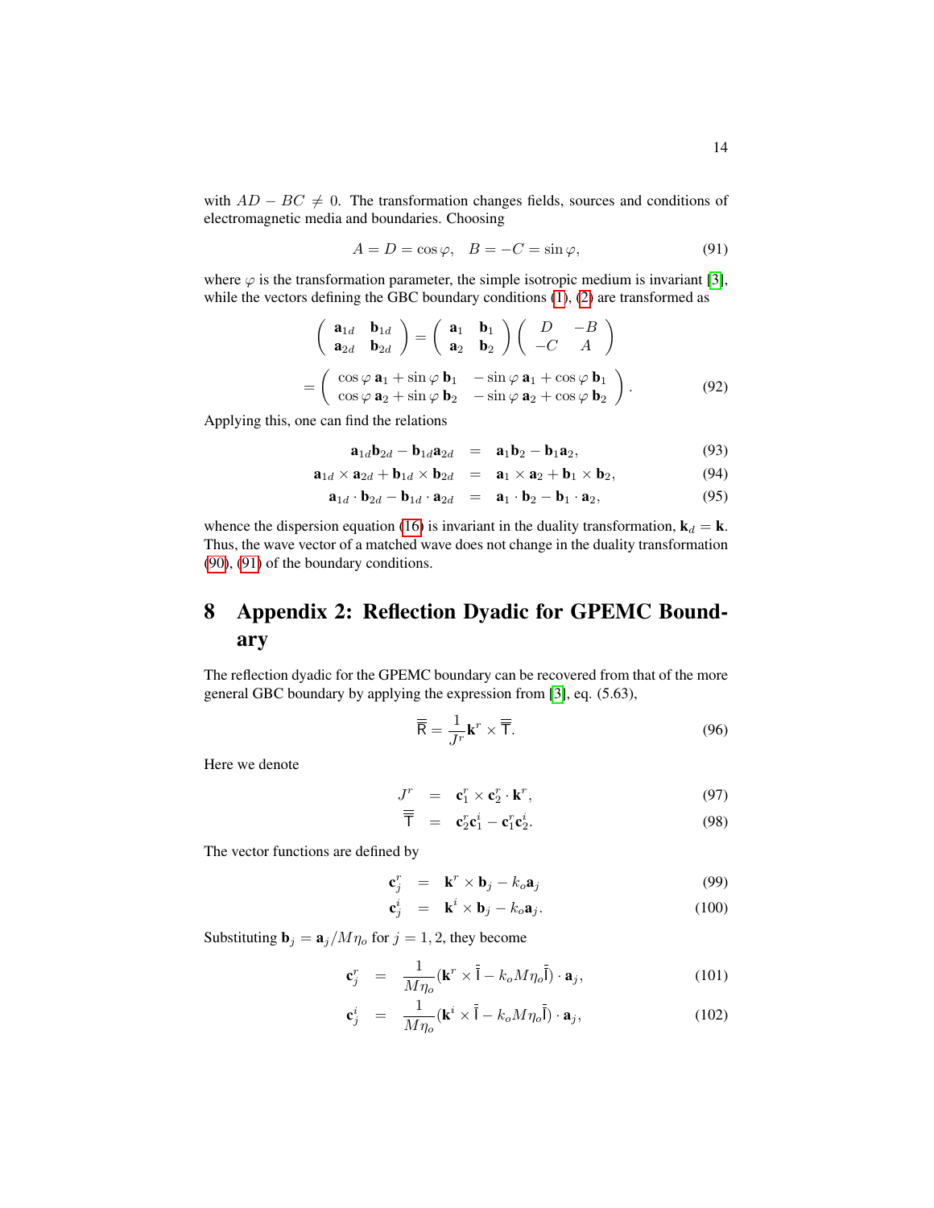with $AD - BC \neq 0$. The transformation changes fields, sources and conditions of electromagnetic media and boundaries. Choosing

$$A = D = \cos\varphi, \quad B = -C = \sin\varphi, \tag{91}$$

where $\varphi$ is the transformation parameter, the simple isotropic medium is invariant [3], while the vectors defining the GBC boundary conditions (1), (2) are transformed as

$$\begin{pmatrix} \mathbf{a}_{1d} & \mathbf{b}_{1d} \\ \mathbf{a}_{2d} & \mathbf{b}_{2d} \end{pmatrix} = \begin{pmatrix} \mathbf{a}_1 & \mathbf{b}_1 \\ \mathbf{a}_2 & \mathbf{b}_2 \end{pmatrix} \begin{pmatrix} D & -B \\ -C & A \end{pmatrix}$$

$$= \begin{pmatrix} \cos\varphi\,\mathbf{a}_1 + \sin\varphi\,\mathbf{b}_1 & -\sin\varphi\,\mathbf{a}_1 + \cos\varphi\,\mathbf{b}_1 \\ \cos\varphi\,\mathbf{a}_2 + \sin\varphi\,\mathbf{b}_2 & -\sin\varphi\,\mathbf{a}_2 + \cos\varphi\,\mathbf{b}_2 \end{pmatrix}. \tag{92}$$

Applying this, one can find the relations

$$\mathbf{a}_{1d}\mathbf{b}_{2d} - \mathbf{b}_{1d}\mathbf{a}_{2d} = \mathbf{a}_1\mathbf{b}_2 - \mathbf{b}_1\mathbf{a}_2, \tag{93}$$

$$\mathbf{a}_{1d} \times \mathbf{a}_{2d} + \mathbf{b}_{1d} \times \mathbf{b}_{2d} = \mathbf{a}_1 \times \mathbf{a}_2 + \mathbf{b}_1 \times \mathbf{b}_2, \tag{94}$$

$$\mathbf{a}_{1d} \cdot \mathbf{b}_{2d} - \mathbf{b}_{1d} \cdot \mathbf{a}_{2d} = \mathbf{a}_1 \cdot \mathbf{b}_2 - \mathbf{b}_1 \cdot \mathbf{a}_2, \tag{95}$$

whence the dispersion equation (16) is invariant in the duality transformation, $\mathbf{k}_d = \mathbf{k}$. Thus, the wave vector of a matched wave does not change in the duality transformation (90), (91) of the boundary conditions.

# 8 Appendix 2: Reflection Dyadic for GPEMC Boundary

The reflection dyadic for the GPEMC boundary can be recovered from that of the more general GBC boundary by applying the expression from [3], eq. (5.63),

$$\overline{\overline{\mathsf{R}}} = \frac{1}{J^r}\mathbf{k}^r \times \overline{\overline{\mathsf{T}}}. \tag{96}$$

Here we denote

$$J^r = \mathbf{c}_1^r \times \mathbf{c}_2^r \cdot \mathbf{k}^r, \tag{97}$$

$$\overline{\overline{\mathsf{T}}} = \mathbf{c}_2^r\mathbf{c}_1^i - \mathbf{c}_1^r\mathbf{c}_2^i. \tag{98}$$

The vector functions are defined by

$$\mathbf{c}_j^r = \mathbf{k}^r \times \mathbf{b}_j - k_o\mathbf{a}_j \tag{99}$$

$$\mathbf{c}_j^i = \mathbf{k}^i \times \mathbf{b}_j - k_o\mathbf{a}_j. \tag{100}$$

Substituting $\mathbf{b}_j = \mathbf{a}_j/M\eta_o$ for $j = 1, 2$, they become

$$\mathbf{c}_j^r = \frac{1}{M\eta_o}(\mathbf{k}^r \times \overline{\overline{\mathsf{I}}} - k_o M\eta_o\overline{\overline{\mathsf{I}}}) \cdot \mathbf{a}_j, \tag{101}$$

$$\mathbf{c}_j^i = \frac{1}{M\eta_o}(\mathbf{k}^i \times \overline{\overline{\mathsf{I}}} - k_o M\eta_o\overline{\overline{\mathsf{I}}}) \cdot \mathbf{a}_j, \tag{102}$$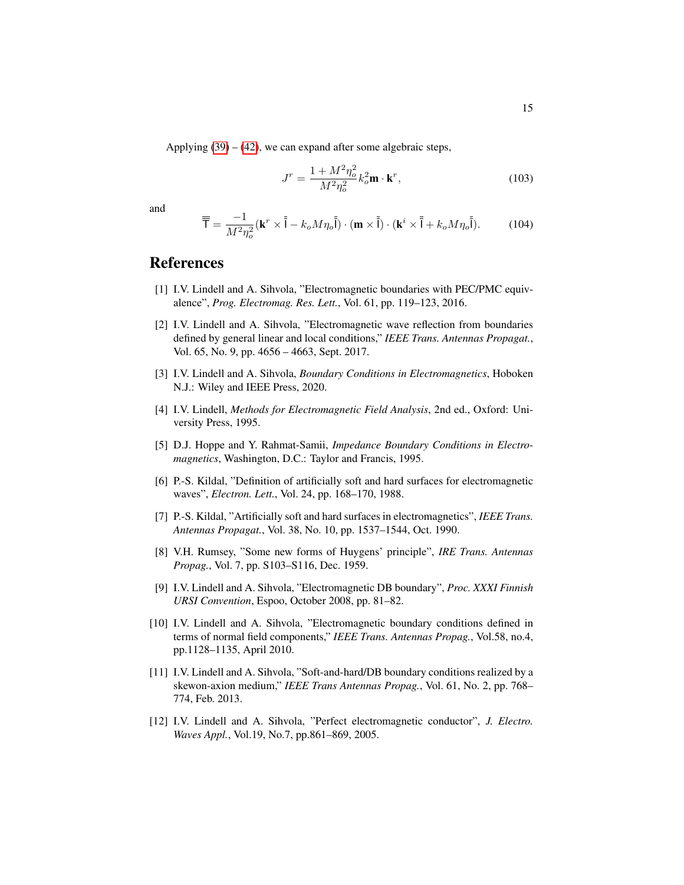Applying (39) – (42), we can expand after some algebraic steps,

$$J^r = \frac{1 + M^2\eta_o^2}{M^2\eta_o^2} k_o^2 \mathbf{m} \cdot \mathbf{k}^r, \tag{103}$$

and

$$\overline{\overline{\mathsf{T}}} = \frac{-1}{M^2\eta_o^2} (\mathbf{k}^r \times \overline{\overline{\mathsf{I}}} - k_o M \eta_o \overline{\overline{\mathsf{I}}}) \cdot (\mathbf{m} \times \overline{\overline{\mathsf{I}}}) \cdot (\mathbf{k}^i \times \overline{\overline{\mathsf{I}}} + k_o M \eta_o \overline{\overline{\mathsf{I}}}). \tag{104}$$

# References

[1] I.V. Lindell and A. Sihvola, "Electromagnetic boundaries with PEC/PMC equivalence", *Prog. Electromag. Res. Lett.*, Vol. 61, pp. 119–123, 2016.

[2] I.V. Lindell and A. Sihvola, "Electromagnetic wave reflection from boundaries defined by general linear and local conditions," *IEEE Trans. Antennas Propagat.*, Vol. 65, No. 9, pp. 4656 – 4663, Sept. 2017.

[3] I.V. Lindell and A. Sihvola, *Boundary Conditions in Electromagnetics*, Hoboken N.J.: Wiley and IEEE Press, 2020.

[4] I.V. Lindell, *Methods for Electromagnetic Field Analysis*, 2nd ed., Oxford: University Press, 1995.

[5] D.J. Hoppe and Y. Rahmat-Samii, *Impedance Boundary Conditions in Electromagnetics*, Washington, D.C.: Taylor and Francis, 1995.

[6] P.-S. Kildal, "Definition of artificially soft and hard surfaces for electromagnetic waves", *Electron. Lett.*, Vol. 24, pp. 168–170, 1988.

[7] P.-S. Kildal, "Artificially soft and hard surfaces in electromagnetics", *IEEE Trans. Antennas Propagat.*, Vol. 38, No. 10, pp. 1537–1544, Oct. 1990.

[8] V.H. Rumsey, "Some new forms of Huygens' principle", *IRE Trans. Antennas Propag.*, Vol. 7, pp. S103–S116, Dec. 1959.

[9] I.V. Lindell and A. Sihvola, "Electromagnetic DB boundary", *Proc. XXXI Finnish URSI Convention*, Espoo, October 2008, pp. 81–82.

[10] I.V. Lindell and A. Sihvola, "Electromagnetic boundary conditions defined in terms of normal field components," *IEEE Trans. Antennas Propag.*, Vol.58, no.4, pp.1128–1135, April 2010.

[11] I.V. Lindell and A. Sihvola, "Soft-and-hard/DB boundary conditions realized by a skewon-axion medium," *IEEE Trans Antennas Propag.*, Vol. 61, No. 2, pp. 768–774, Feb. 2013.

[12] I.V. Lindell and A. Sihvola, "Perfect electromagnetic conductor", *J. Electro. Waves Appl.*, Vol.19, No.7, pp.861–869, 2005.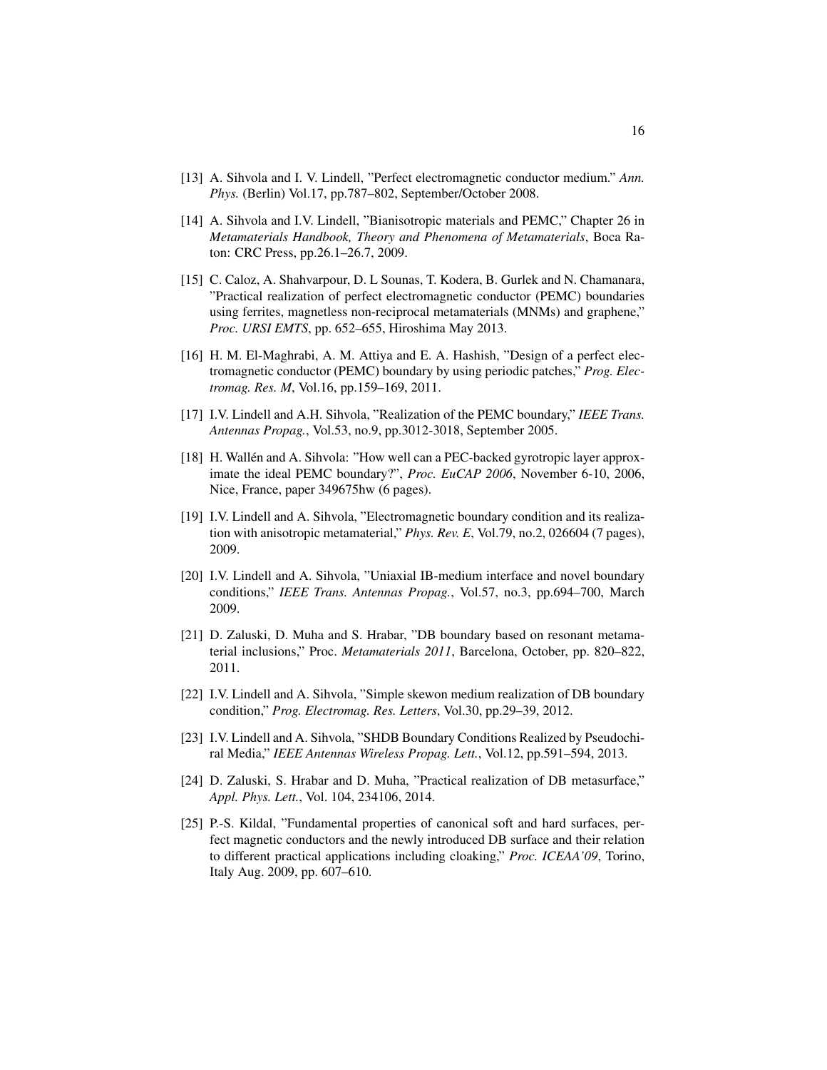[13] A. Sihvola and I. V. Lindell, "Perfect electromagnetic conductor medium." *Ann. Phys.* (Berlin) Vol.17, pp.787–802, September/October 2008.

[14] A. Sihvola and I.V. Lindell, "Bianisotropic materials and PEMC," Chapter 26 in *Metamaterials Handbook, Theory and Phenomena of Metamaterials*, Boca Raton: CRC Press, pp.26.1–26.7, 2009.

[15] C. Caloz, A. Shahvarpour, D. L Sounas, T. Kodera, B. Gurlek and N. Chamanara, "Practical realization of perfect electromagnetic conductor (PEMC) boundaries using ferrites, magnetless non-reciprocal metamaterials (MNMs) and graphene," *Proc. URSI EMTS*, pp. 652–655, Hiroshima May 2013.

[16] H. M. El-Maghrabi, A. M. Attiya and E. A. Hashish, "Design of a perfect electromagnetic conductor (PEMC) boundary by using periodic patches," *Prog. Electromag. Res. M*, Vol.16, pp.159–169, 2011.

[17] I.V. Lindell and A.H. Sihvola, "Realization of the PEMC boundary," *IEEE Trans. Antennas Propag.*, Vol.53, no.9, pp.3012-3018, September 2005.

[18] H. Wallén and A. Sihvola: "How well can a PEC-backed gyrotropic layer approximate the ideal PEMC boundary?", *Proc. EuCAP 2006*, November 6-10, 2006, Nice, France, paper 349675hw (6 pages).

[19] I.V. Lindell and A. Sihvola, "Electromagnetic boundary condition and its realization with anisotropic metamaterial," *Phys. Rev. E*, Vol.79, no.2, 026604 (7 pages), 2009.

[20] I.V. Lindell and A. Sihvola, "Uniaxial IB-medium interface and novel boundary conditions," *IEEE Trans. Antennas Propag.*, Vol.57, no.3, pp.694–700, March 2009.

[21] D. Zaluski, D. Muha and S. Hrabar, "DB boundary based on resonant metamaterial inclusions," Proc. *Metamaterials 2011*, Barcelona, October, pp. 820–822, 2011.

[22] I.V. Lindell and A. Sihvola, "Simple skewon medium realization of DB boundary condition," *Prog. Electromag. Res. Letters*, Vol.30, pp.29–39, 2012.

[23] I.V. Lindell and A. Sihvola, "SHDB Boundary Conditions Realized by Pseudochiral Media," *IEEE Antennas Wireless Propag. Lett.*, Vol.12, pp.591–594, 2013.

[24] D. Zaluski, S. Hrabar and D. Muha, "Practical realization of DB metasurface," *Appl. Phys. Lett.*, Vol. 104, 234106, 2014.

[25] P.-S. Kildal, "Fundamental properties of canonical soft and hard surfaces, perfect magnetic conductors and the newly introduced DB surface and their relation to different practical applications including cloaking," *Proc. ICEAA'09*, Torino, Italy Aug. 2009, pp. 607–610.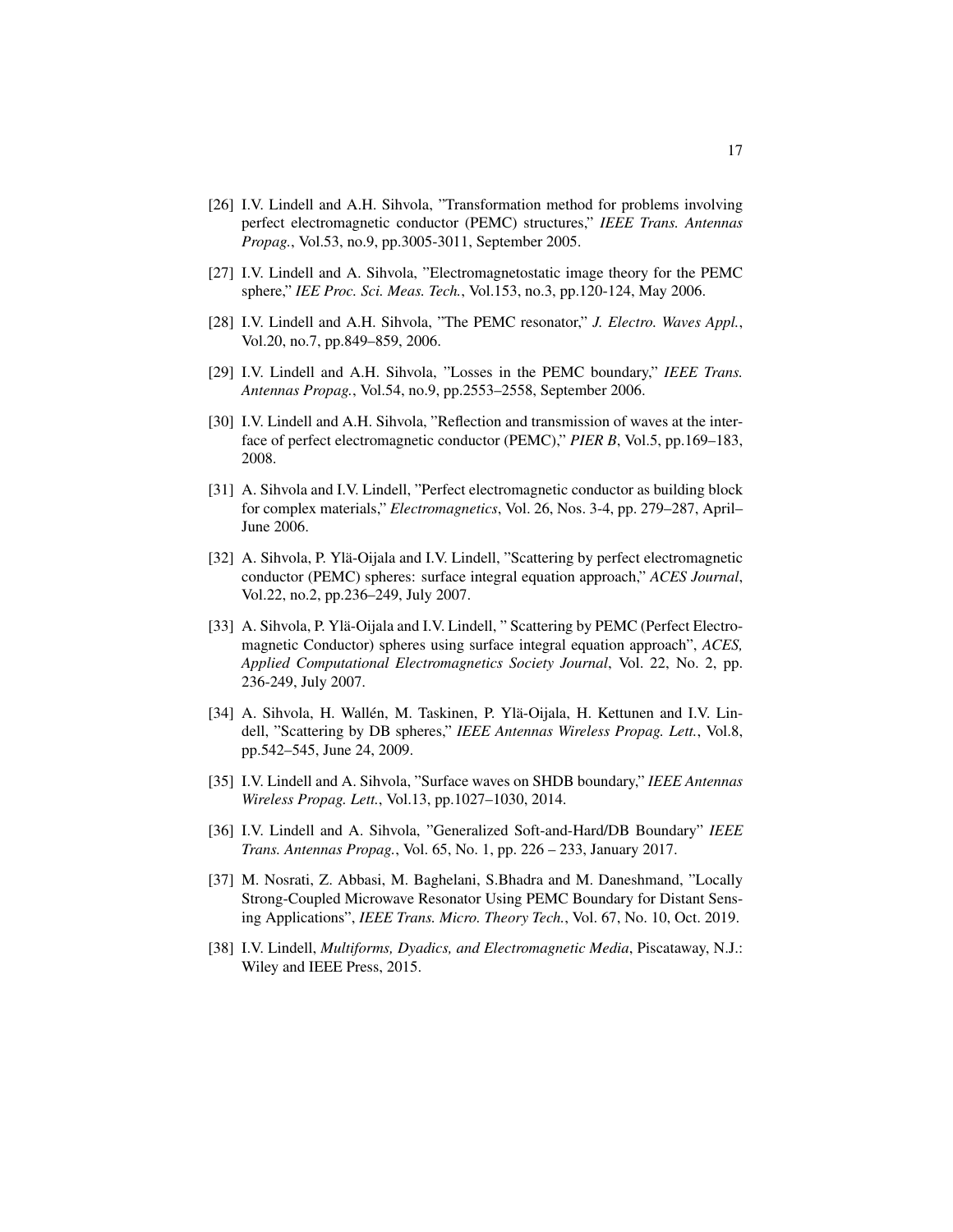[26] I.V. Lindell and A.H. Sihvola, "Transformation method for problems involving perfect electromagnetic conductor (PEMC) structures," *IEEE Trans. Antennas Propag.*, Vol.53, no.9, pp.3005-3011, September 2005.

[27] I.V. Lindell and A. Sihvola, "Electromagnetostatic image theory for the PEMC sphere," *IEE Proc. Sci. Meas. Tech.*, Vol.153, no.3, pp.120-124, May 2006.

[28] I.V. Lindell and A.H. Sihvola, "The PEMC resonator," *J. Electro. Waves Appl.*, Vol.20, no.7, pp.849–859, 2006.

[29] I.V. Lindell and A.H. Sihvola, "Losses in the PEMC boundary," *IEEE Trans. Antennas Propag.*, Vol.54, no.9, pp.2553–2558, September 2006.

[30] I.V. Lindell and A.H. Sihvola, "Reflection and transmission of waves at the interface of perfect electromagnetic conductor (PEMC)," *PIER B*, Vol.5, pp.169–183, 2008.

[31] A. Sihvola and I.V. Lindell, "Perfect electromagnetic conductor as building block for complex materials," *Electromagnetics*, Vol. 26, Nos. 3-4, pp. 279–287, April–June 2006.

[32] A. Sihvola, P. Ylä-Oijala and I.V. Lindell, "Scattering by perfect electromagnetic conductor (PEMC) spheres: surface integral equation approach," *ACES Journal*, Vol.22, no.2, pp.236–249, July 2007.

[33] A. Sihvola, P. Ylä-Oijala and I.V. Lindell, " Scattering by PEMC (Perfect Electromagnetic Conductor) spheres using surface integral equation approach", *ACES, Applied Computational Electromagnetics Society Journal*, Vol. 22, No. 2, pp. 236-249, July 2007.

[34] A. Sihvola, H. Wallén, M. Taskinen, P. Ylä-Oijala, H. Kettunen and I.V. Lindell, "Scattering by DB spheres," *IEEE Antennas Wireless Propag. Lett.*, Vol.8, pp.542–545, June 24, 2009.

[35] I.V. Lindell and A. Sihvola, "Surface waves on SHDB boundary," *IEEE Antennas Wireless Propag. Lett.*, Vol.13, pp.1027–1030, 2014.

[36] I.V. Lindell and A. Sihvola, "Generalized Soft-and-Hard/DB Boundary" *IEEE Trans. Antennas Propag.*, Vol. 65, No. 1, pp. 226 – 233, January 2017.

[37] M. Nosrati, Z. Abbasi, M. Baghelani, S.Bhadra and M. Daneshmand, "Locally Strong-Coupled Microwave Resonator Using PEMC Boundary for Distant Sensing Applications", *IEEE Trans. Micro. Theory Tech.*, Vol. 67, No. 10, Oct. 2019.

[38] I.V. Lindell, *Multiforms, Dyadics, and Electromagnetic Media*, Piscataway, N.J.: Wiley and IEEE Press, 2015.